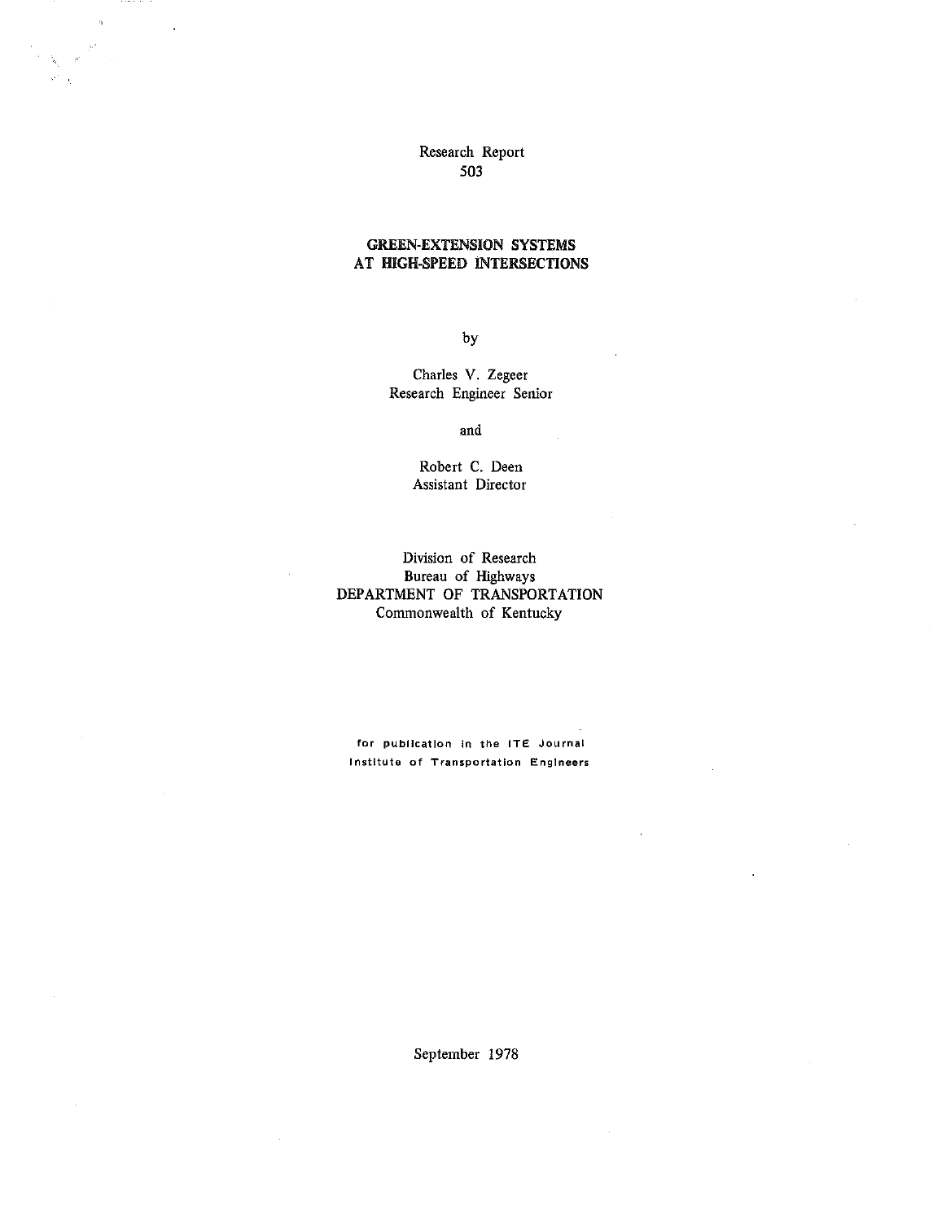Research Report
503

# GREEN-EXTENSION SYSTEMS AT HIGH-SPEED INTERSECTIONS

by

Charles V. Zegeer
Research Engineer Senior

and

Robert C. Deen
Assistant Director

Division of Research
Bureau of Highways
DEPARTMENT OF TRANSPORTATION
Commonwealth of Kentucky

for publication in the ITE Journal
Institute of Transportation Engineers

September 1978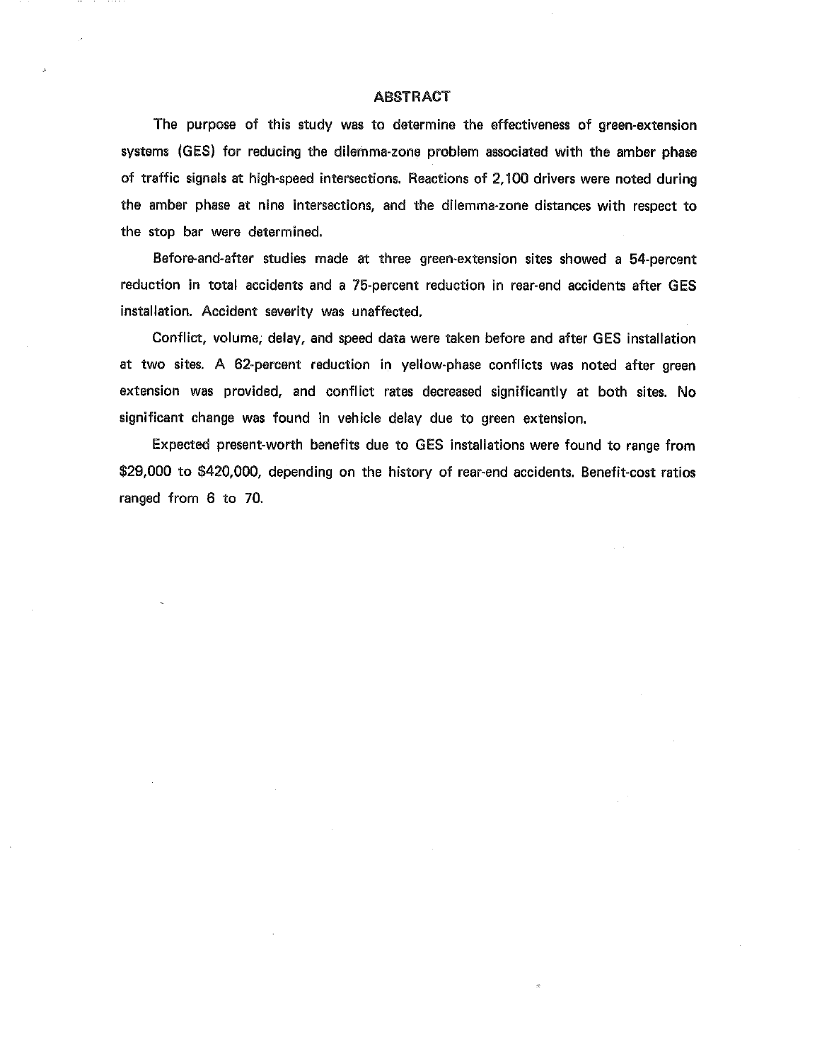# ABSTRACT

The purpose of this study was to determine the effectiveness of green-extension systems (GES) for reducing the dilemma-zone problem associated with the amber phase of traffic signals at high-speed intersections. Reactions of 2,100 drivers were noted during the amber phase at nine intersections, and the dilemma-zone distances with respect to the stop bar were determined.

Before-and-after studies made at three green-extension sites showed a 54-percent reduction in total accidents and a 75-percent reduction in rear-end accidents after GES installation. Accident severity was unaffected.

Conflict, volume, delay, and speed data were taken before and after GES installation at two sites. A 62-percent reduction in yellow-phase conflicts was noted after green extension was provided, and conflict rates decreased significantly at both sites. No significant change was found in vehicle delay due to green extension.

Expected present-worth benefits due to GES installations were found to range from $29,000 to $420,000, depending on the history of rear-end accidents. Benefit-cost ratios ranged from 6 to 70.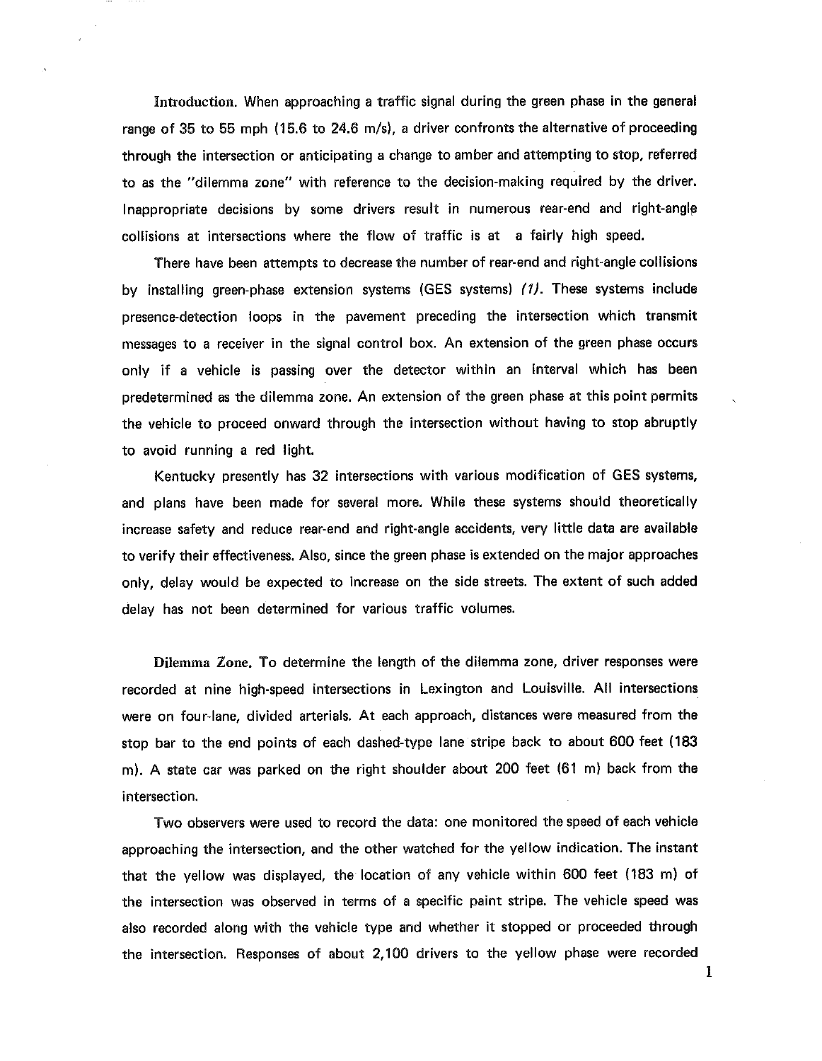**Introduction.** When approaching a traffic signal during the green phase in the general range of 35 to 55 mph (15.6 to 24.6 m/s), a driver confronts the alternative of proceeding through the intersection or anticipating a change to amber and attempting to stop, referred to as the "dilemma zone" with reference to the decision-making required by the driver. Inappropriate decisions by some drivers result in numerous rear-end and right-angle collisions at intersections where the flow of traffic is at a fairly high speed.

There have been attempts to decrease the number of rear-end and right-angle collisions by installing green-phase extension systems (GES systems) *(1)*. These systems include presence-detection loops in the pavement preceding the intersection which transmit messages to a receiver in the signal control box. An extension of the green phase occurs only if a vehicle is passing over the detector within an interval which has been predetermined as the dilemma zone. An extension of the green phase at this point permits the vehicle to proceed onward through the intersection without having to stop abruptly to avoid running a red light.

Kentucky presently has 32 intersections with various modification of GES systems, and plans have been made for several more. While these systems should theoretically increase safety and reduce rear-end and right-angle accidents, very little data are available to verify their effectiveness. Also, since the green phase is extended on the major approaches only, delay would be expected to increase on the side streets. The extent of such added delay has not been determined for various traffic volumes.

**Dilemma Zone.** To determine the length of the dilemma zone, driver responses were recorded at nine high-speed intersections in Lexington and Louisville. All intersections were on four-lane, divided arterials. At each approach, distances were measured from the stop bar to the end points of each dashed-type lane stripe back to about 600 feet (183 m). A state car was parked on the right shoulder about 200 feet (61 m) back from the intersection.

Two observers were used to record the data: one monitored the speed of each vehicle approaching the intersection, and the other watched for the yellow indication. The instant that the yellow was displayed, the location of any vehicle within 600 feet (183 m) of the intersection was observed in terms of a specific paint stripe. The vehicle speed was also recorded along with the vehicle type and whether it stopped or proceeded through the intersection. Responses of about 2,100 drivers to the yellow phase were recorded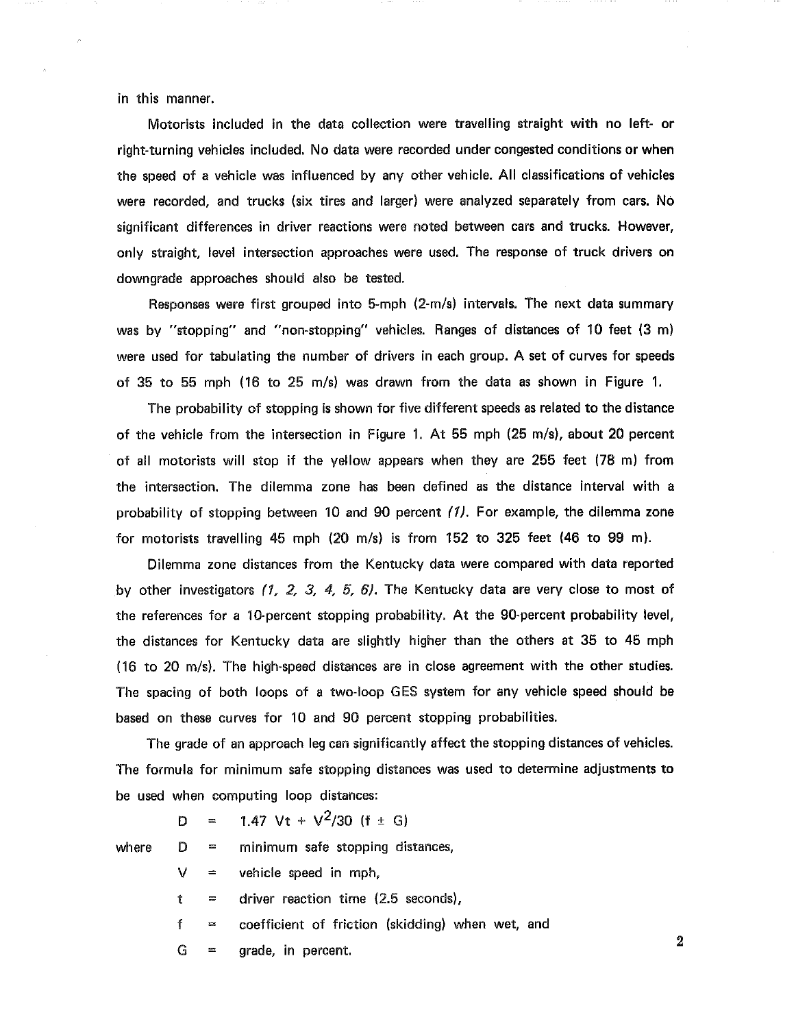in this manner.

Motorists included in the data collection were travelling straight with no left- or right-turning vehicles included. No data were recorded under congested conditions or when the speed of a vehicle was influenced by any other vehicle. All classifications of vehicles were recorded, and trucks (six tires and larger) were analyzed separately from cars. No significant differences in driver reactions were noted between cars and trucks. However, only straight, level intersection approaches were used. The response of truck drivers on downgrade approaches should also be tested.

Responses were first grouped into 5-mph (2-m/s) intervals. The next data summary was by "stopping" and "non-stopping" vehicles. Ranges of distances of 10 feet (3 m) were used for tabulating the number of drivers in each group. A set of curves for speeds of 35 to 55 mph (16 to 25 m/s) was drawn from the data as shown in Figure 1.

The probability of stopping is shown for five different speeds as related to the distance of the vehicle from the intersection in Figure 1. At 55 mph (25 m/s), about 20 percent of all motorists will stop if the yellow appears when they are 255 feet (78 m) from the intersection. The dilemma zone has been defined as the distance interval with a probability of stopping between 10 and 90 percent *(1)*. For example, the dilemma zone for motorists travelling 45 mph (20 m/s) is from 152 to 325 feet (46 to 99 m).

Dilemma zone distances from the Kentucky data were compared with data reported by other investigators *(1, 2, 3, 4, 5, 6)*. The Kentucky data are very close to most of the references for a 10-percent stopping probability. At the 90-percent probability level, the distances for Kentucky data are slightly higher than the others at 35 to 45 mph (16 to 20 m/s). The high-speed distances are in close agreement with the other studies. The spacing of both loops of a two-loop GES system for any vehicle speed should be based on these curves for 10 and 90 percent stopping probabilities.

The grade of an approach leg can significantly affect the stopping distances of vehicles. The formula for minimum safe stopping distances was used to determine adjustments to be used when computing loop distances:

$$D = 1.47\ Vt + V^2/30\ (f \pm G)$$

where
- $D$ = minimum safe stopping distances,
- $V$ = vehicle speed in mph,
- $t$ = driver reaction time (2.5 seconds),
- $f$ = coefficient of friction (skidding) when wet, and
- $G$ = grade, in percent.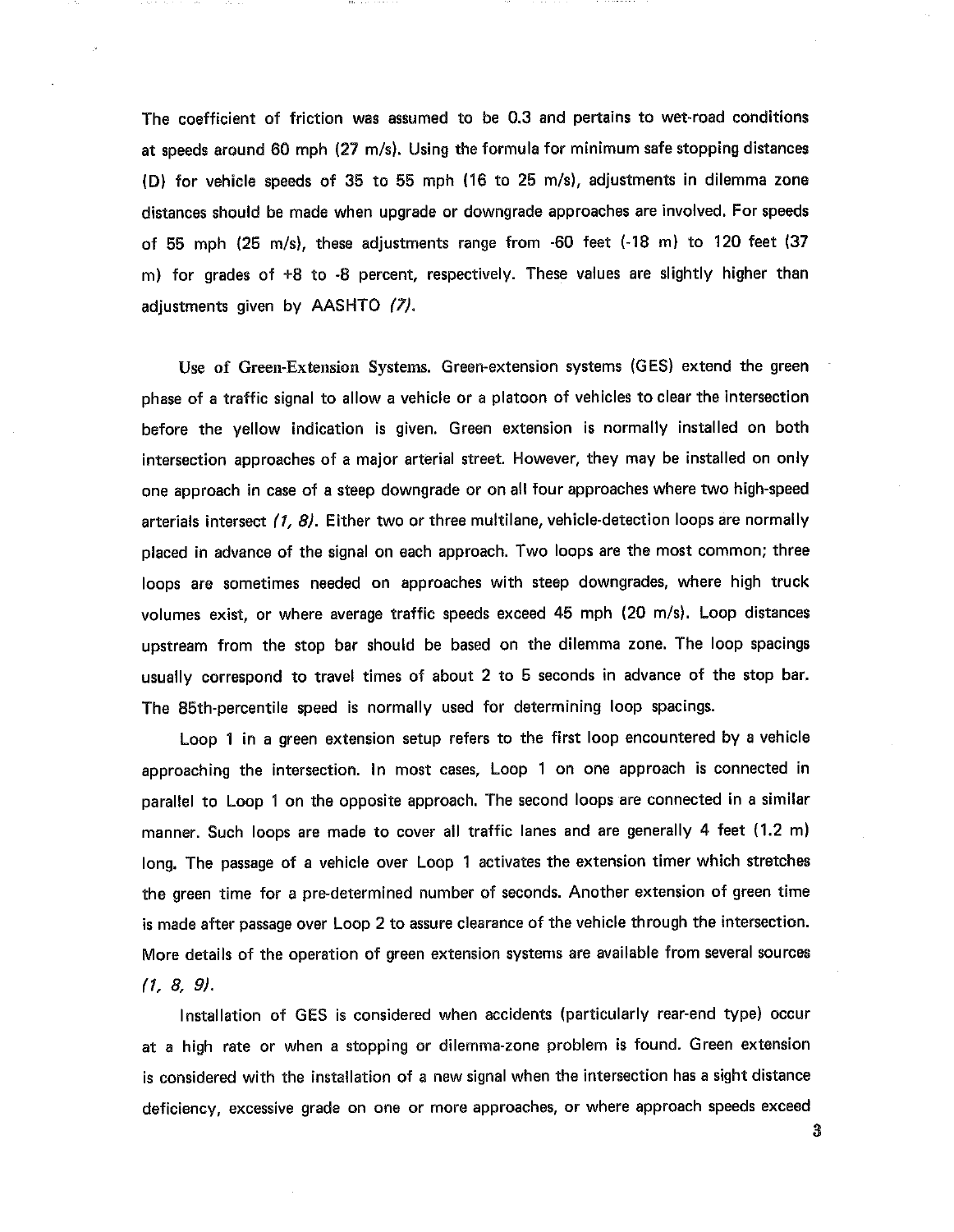The coefficient of friction was assumed to be 0.3 and pertains to wet-road conditions at speeds around 60 mph (27 m/s). Using the formula for minimum safe stopping distances (D) for vehicle speeds of 35 to 55 mph (16 to 25 m/s), adjustments in dilemma zone distances should be made when upgrade or downgrade approaches are involved. For speeds of 55 mph (25 m/s), these adjustments range from -60 feet (-18 m) to 120 feet (37 m) for grades of +8 to -8 percent, respectively. These values are slightly higher than adjustments given by AASHTO *(7)*.

**Use of Green-Extension Systems.** Green-extension systems (GES) extend the green phase of a traffic signal to allow a vehicle or a platoon of vehicles to clear the intersection before the yellow indication is given. Green extension is normally installed on both intersection approaches of a major arterial street. However, they may be installed on only one approach in case of a steep downgrade or on all four approaches where two high-speed arterials intersect *(1, 8)*. Either two or three multilane, vehicle-detection loops are normally placed in advance of the signal on each approach. Two loops are the most common; three loops are sometimes needed on approaches with steep downgrades, where high truck volumes exist, or where average traffic speeds exceed 45 mph (20 m/s). Loop distances upstream from the stop bar should be based on the dilemma zone. The loop spacings usually correspond to travel times of about 2 to 5 seconds in advance of the stop bar. The 85th-percentile speed is normally used for determining loop spacings.

Loop 1 in a green extension setup refers to the first loop encountered by a vehicle approaching the intersection. In most cases, Loop 1 on one approach is connected in parallel to Loop 1 on the opposite approach. The second loops are connected in a similar manner. Such loops are made to cover all traffic lanes and are generally 4 feet (1.2 m) long. The passage of a vehicle over Loop 1 activates the extension timer which stretches the green time for a pre-determined number of seconds. Another extension of green time is made after passage over Loop 2 to assure clearance of the vehicle through the intersection. More details of the operation of green extension systems are available from several sources *(1, 8, 9)*.

Installation of GES is considered when accidents (particularly rear-end type) occur at a high rate or when a stopping or dilemma-zone problem is found. Green extension is considered with the installation of a new signal when the intersection has a sight distance deficiency, excessive grade on one or more approaches, or where approach speeds exceed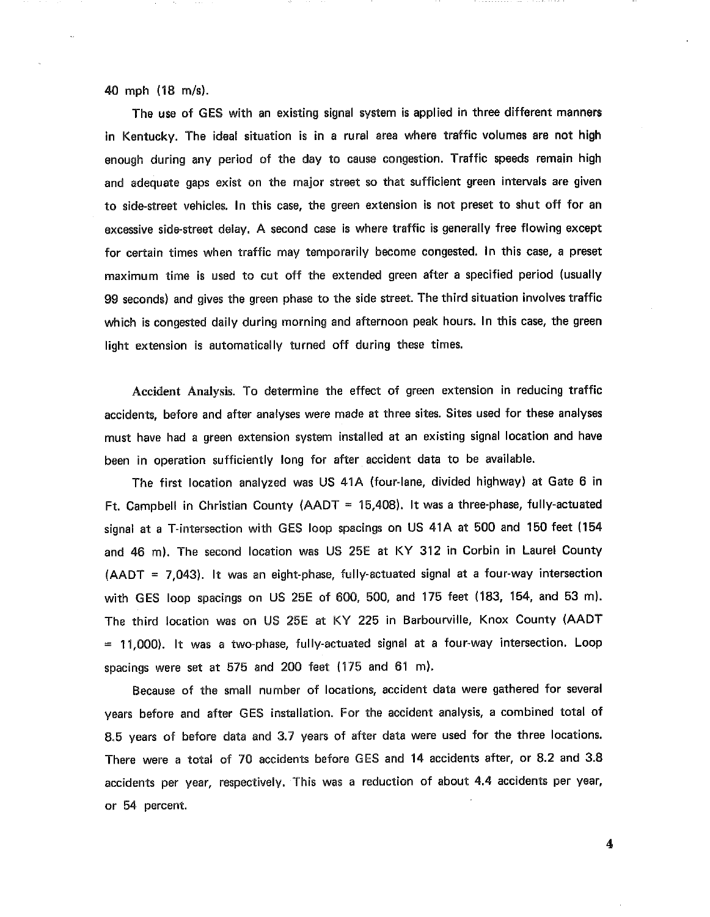40 mph (18 m/s).

The use of GES with an existing signal system is applied in three different manners in Kentucky. The ideal situation is in a rural area where traffic volumes are not high enough during any period of the day to cause congestion. Traffic speeds remain high and adequate gaps exist on the major street so that sufficient green intervals are given to side-street vehicles. In this case, the green extension is not preset to shut off for an excessive side-street delay. A second case is where traffic is generally free flowing except for certain times when traffic may temporarily become congested. In this case, a preset maximum time is used to cut off the extended green after a specified period (usually 99 seconds) and gives the green phase to the side street. The third situation involves traffic which is congested daily during morning and afternoon peak hours. In this case, the green light extension is automatically turned off during these times.

**Accident Analysis.** To determine the effect of green extension in reducing traffic accidents, before and after analyses were made at three sites. Sites used for these analyses must have had a green extension system installed at an existing signal location and have been in operation sufficiently long for after accident data to be available.

The first location analyzed was US 41A (four-lane, divided highway) at Gate 6 in Ft. Campbell in Christian County (AADT = 15,408). It was a three-phase, fully-actuated signal at a T-intersection with GES loop spacings on US 41A at 500 and 150 feet (154 and 46 m). The second location was US 25E at KY 312 in Corbin in Laurel County (AADT = 7,043). It was an eight-phase, fully-actuated signal at a four-way intersection with GES loop spacings on US 25E of 600, 500, and 175 feet (183, 154, and 53 m). The third location was on US 25E at KY 225 in Barbourville, Knox County (AADT = 11,000). It was a two-phase, fully-actuated signal at a four-way intersection. Loop spacings were set at 575 and 200 feet (175 and 61 m).

Because of the small number of locations, accident data were gathered for several years before and after GES installation. For the accident analysis, a combined total of 8.5 years of before data and 3.7 years of after data were used for the three locations. There were a total of 70 accidents before GES and 14 accidents after, or 8.2 and 3.8 accidents per year, respectively. This was a reduction of about 4.4 accidents per year, or 54 percent.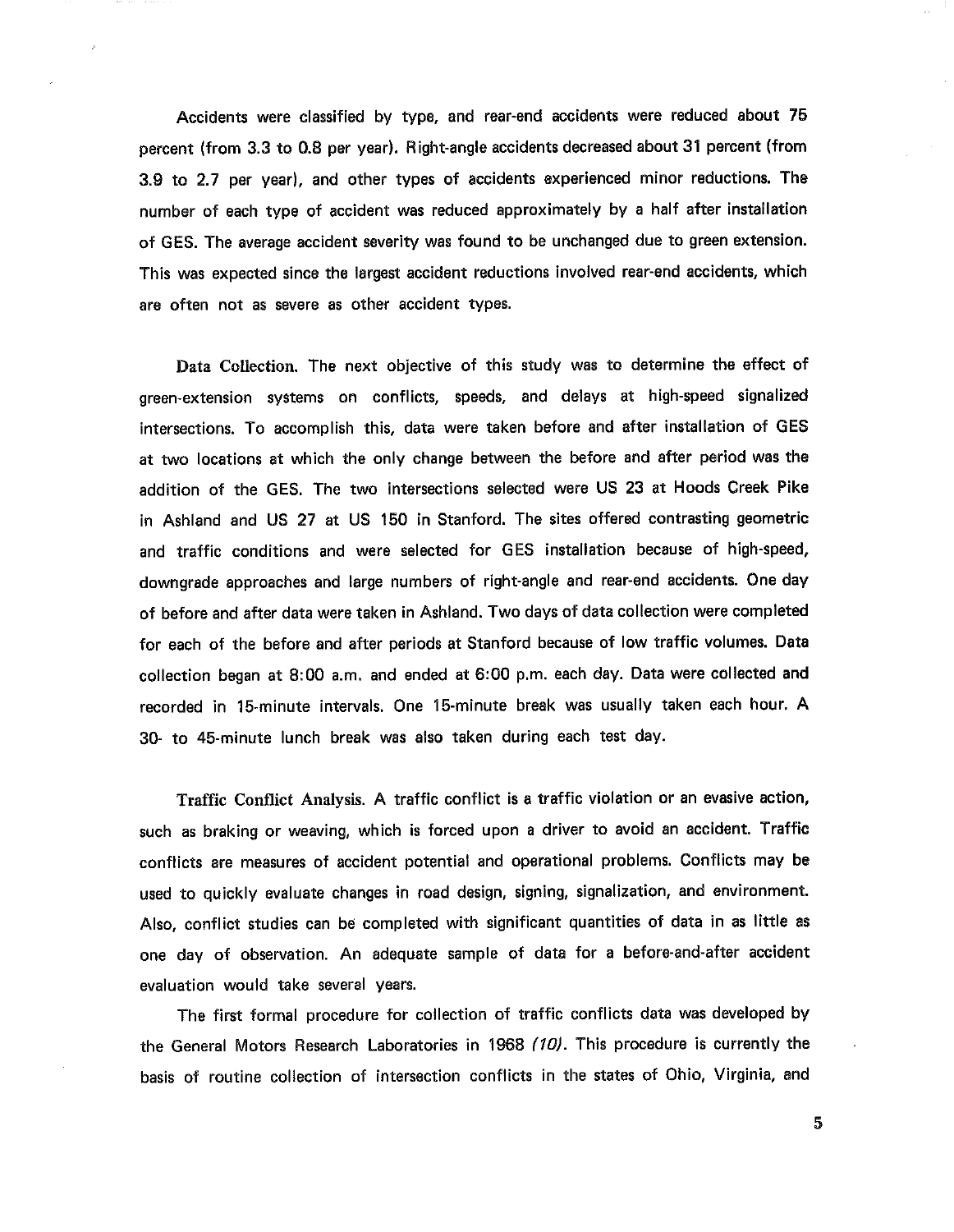Accidents were classified by type, and rear-end accidents were reduced about 75 percent (from 3.3 to 0.8 per year). Right-angle accidents decreased about 31 percent (from 3.9 to 2.7 per year), and other types of accidents experienced minor reductions. The number of each type of accident was reduced approximately by a half after installation of GES. The average accident severity was found to be unchanged due to green extension. This was expected since the largest accident reductions involved rear-end accidents, which are often not as severe as other accident types.

**Data Collection.** The next objective of this study was to determine the effect of green-extension systems on conflicts, speeds, and delays at high-speed signalized intersections. To accomplish this, data were taken before and after installation of GES at two locations at which the only change between the before and after period was the addition of the GES. The two intersections selected were US 23 at Hoods Creek Pike in Ashland and US 27 at US 150 in Stanford. The sites offered contrasting geometric and traffic conditions and were selected for GES installation because of high-speed, downgrade approaches and large numbers of right-angle and rear-end accidents. One day of before and after data were taken in Ashland. Two days of data collection were completed for each of the before and after periods at Stanford because of low traffic volumes. Data collection began at 8:00 a.m. and ended at 6:00 p.m. each day. Data were collected and recorded in 15-minute intervals. One 15-minute break was usually taken each hour. A 30- to 45-minute lunch break was also taken during each test day.

**Traffic Conflict Analysis.** A traffic conflict is a traffic violation or an evasive action, such as braking or weaving, which is forced upon a driver to avoid an accident. Traffic conflicts are measures of accident potential and operational problems. Conflicts may be used to quickly evaluate changes in road design, signing, signalization, and environment. Also, conflict studies can be completed with significant quantities of data in as little as one day of observation. An adequate sample of data for a before-and-after accident evaluation would take several years.

The first formal procedure for collection of traffic conflicts data was developed by the General Motors Research Laboratories in 1968 *(10)*. This procedure is currently the basis of routine collection of intersection conflicts in the states of Ohio, Virginia, and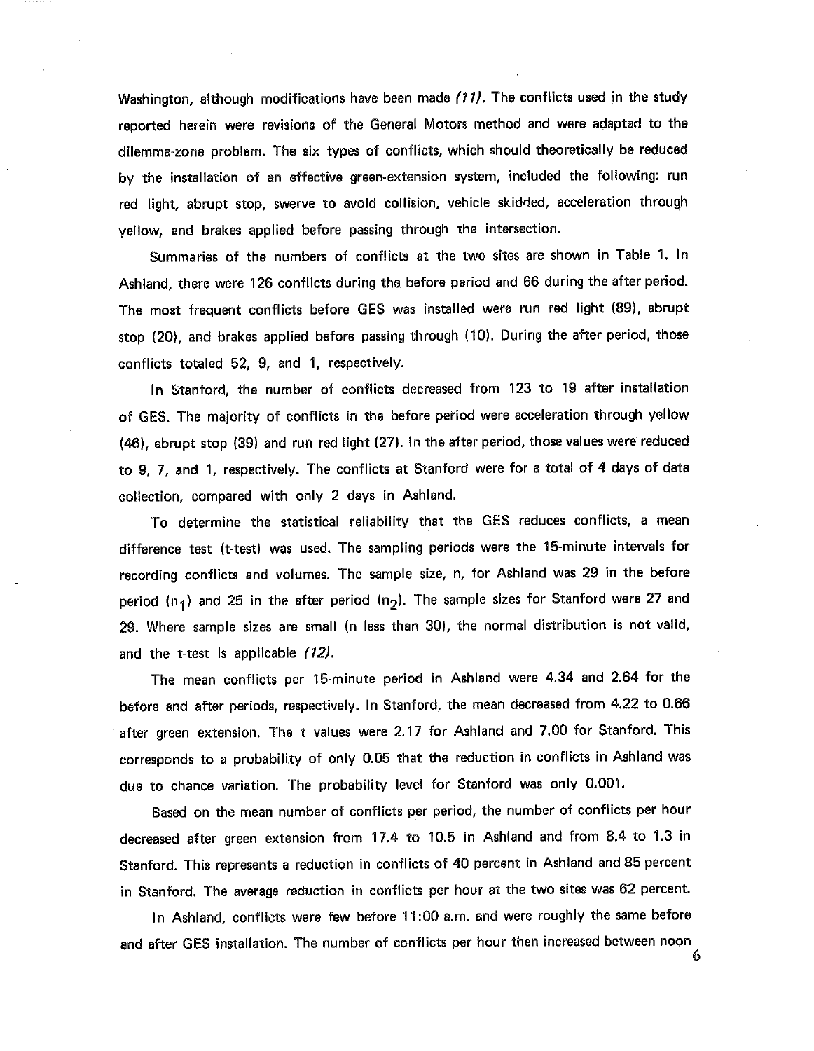Washington, although modifications have been made *(11)*. The conflicts used in the study reported herein were revisions of the General Motors method and were adapted to the dilemma-zone problem. The six types of conflicts, which should theoretically be reduced by the installation of an effective green-extension system, included the following: run red light, abrupt stop, swerve to avoid collision, vehicle skidded, acceleration through yellow, and brakes applied before passing through the intersection.

Summaries of the numbers of conflicts at the two sites are shown in Table 1. In Ashland, there were 126 conflicts during the before period and 66 during the after period. The most frequent conflicts before GES was installed were run red light (89), abrupt stop (20), and brakes applied before passing through (10). During the after period, those conflicts totaled 52, 9, and 1, respectively.

In Stanford, the number of conflicts decreased from 123 to 19 after installation of GES. The majority of conflicts in the before period were acceleration through yellow (46), abrupt stop (39) and run red light (27). In the after period, those values were reduced to 9, 7, and 1, respectively. The conflicts at Stanford were for a total of 4 days of data collection, compared with only 2 days in Ashland.

To determine the statistical reliability that the GES reduces conflicts, a mean difference test (t-test) was used. The sampling periods were the 15-minute intervals for recording conflicts and volumes. The sample size, n, for Ashland was 29 in the before period ($n_1$) and 25 in the after period ($n_2$). The sample sizes for Stanford were 27 and 29. Where sample sizes are small (n less than 30), the normal distribution is not valid, and the t-test is applicable *(12)*.

The mean conflicts per 15-minute period in Ashland were 4.34 and 2.64 for the before and after periods, respectively. In Stanford, the mean decreased from 4.22 to 0.66 after green extension. The t values were 2.17 for Ashland and 7.00 for Stanford. This corresponds to a probability of only 0.05 that the reduction in conflicts in Ashland was due to chance variation. The probability level for Stanford was only 0.001.

Based on the mean number of conflicts per period, the number of conflicts per hour decreased after green extension from 17.4 to 10.5 in Ashland and from 8.4 to 1.3 in Stanford. This represents a reduction in conflicts of 40 percent in Ashland and 85 percent in Stanford. The average reduction in conflicts per hour at the two sites was 62 percent.

In Ashland, conflicts were few before 11:00 a.m. and were roughly the same before and after GES installation. The number of conflicts per hour then increased between noon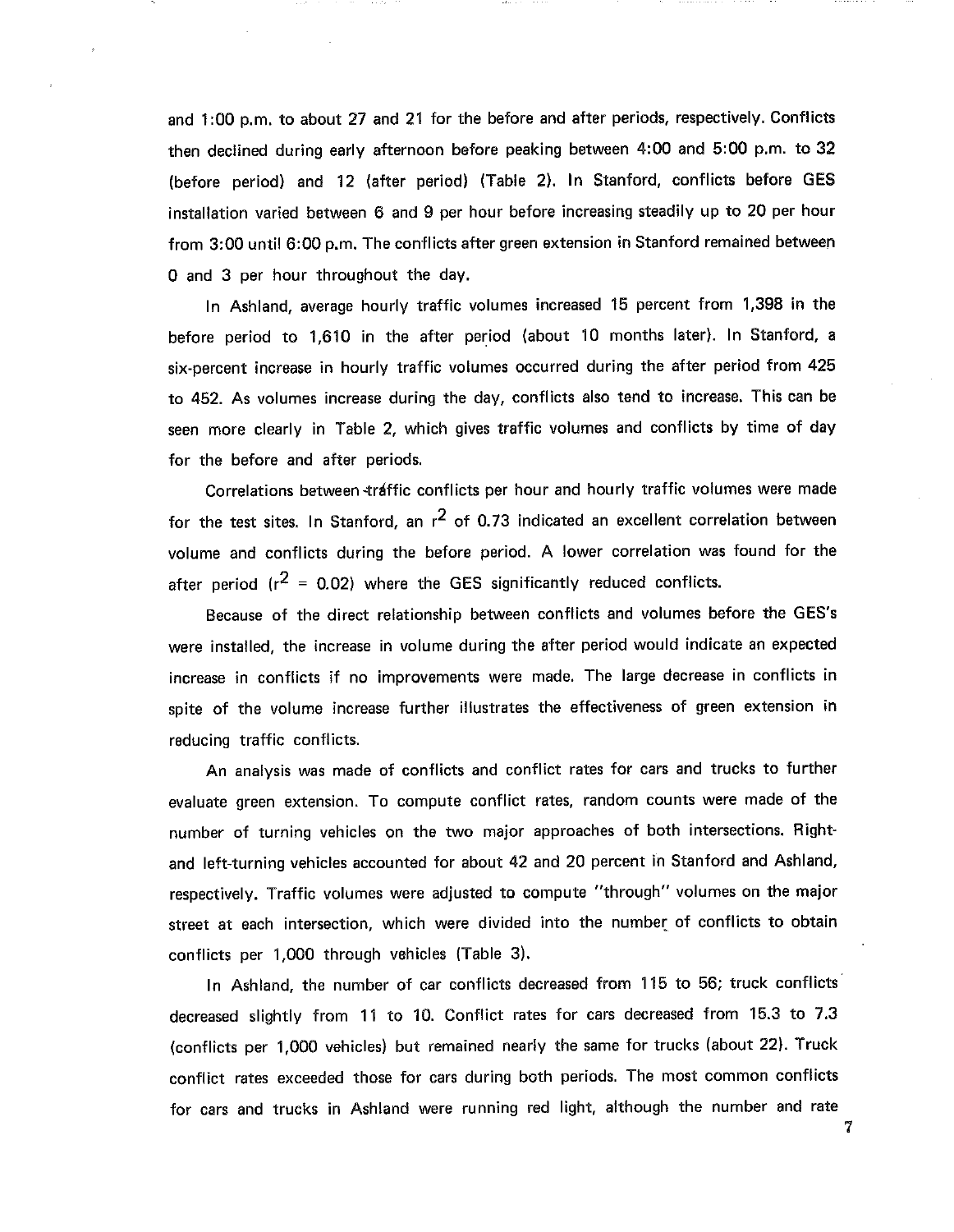and 1:00 p.m. to about 27 and 21 for the before and after periods, respectively. Conflicts then declined during early afternoon before peaking between 4:00 and 5:00 p.m. to 32 (before period) and 12 (after period) (Table 2). In Stanford, conflicts before GES installation varied between 6 and 9 per hour before increasing steadily up to 20 per hour from 3:00 until 6:00 p.m. The conflicts after green extension in Stanford remained between 0 and 3 per hour throughout the day.

In Ashland, average hourly traffic volumes increased 15 percent from 1,398 in the before period to 1,610 in the after period (about 10 months later). In Stanford, a six-percent increase in hourly traffic volumes occurred during the after period from 425 to 452. As volumes increase during the day, conflicts also tend to increase. This can be seen more clearly in Table 2, which gives traffic volumes and conflicts by time of day for the before and after periods.

Correlations between traffic conflicts per hour and hourly traffic volumes were made for the test sites. In Stanford, an $r^2$ of 0.73 indicated an excellent correlation between volume and conflicts during the before period. A lower correlation was found for the after period ($r^2$ = 0.02) where the GES significantly reduced conflicts.

Because of the direct relationship between conflicts and volumes before the GES's were installed, the increase in volume during the after period would indicate an expected increase in conflicts if no improvements were made. The large decrease in conflicts in spite of the volume increase further illustrates the effectiveness of green extension in reducing traffic conflicts.

An analysis was made of conflicts and conflict rates for cars and trucks to further evaluate green extension. To compute conflict rates, random counts were made of the number of turning vehicles on the two major approaches of both intersections. Right- and left-turning vehicles accounted for about 42 and 20 percent in Stanford and Ashland, respectively. Traffic volumes were adjusted to compute "through" volumes on the major street at each intersection, which were divided into the number of conflicts to obtain conflicts per 1,000 through vehicles (Table 3).

In Ashland, the number of car conflicts decreased from 115 to 56; truck conflicts decreased slightly from 11 to 10. Conflict rates for cars decreased from 15.3 to 7.3 (conflicts per 1,000 vehicles) but remained nearly the same for trucks (about 22). Truck conflict rates exceeded those for cars during both periods. The most common conflicts for cars and trucks in Ashland were running red light, although the number and rate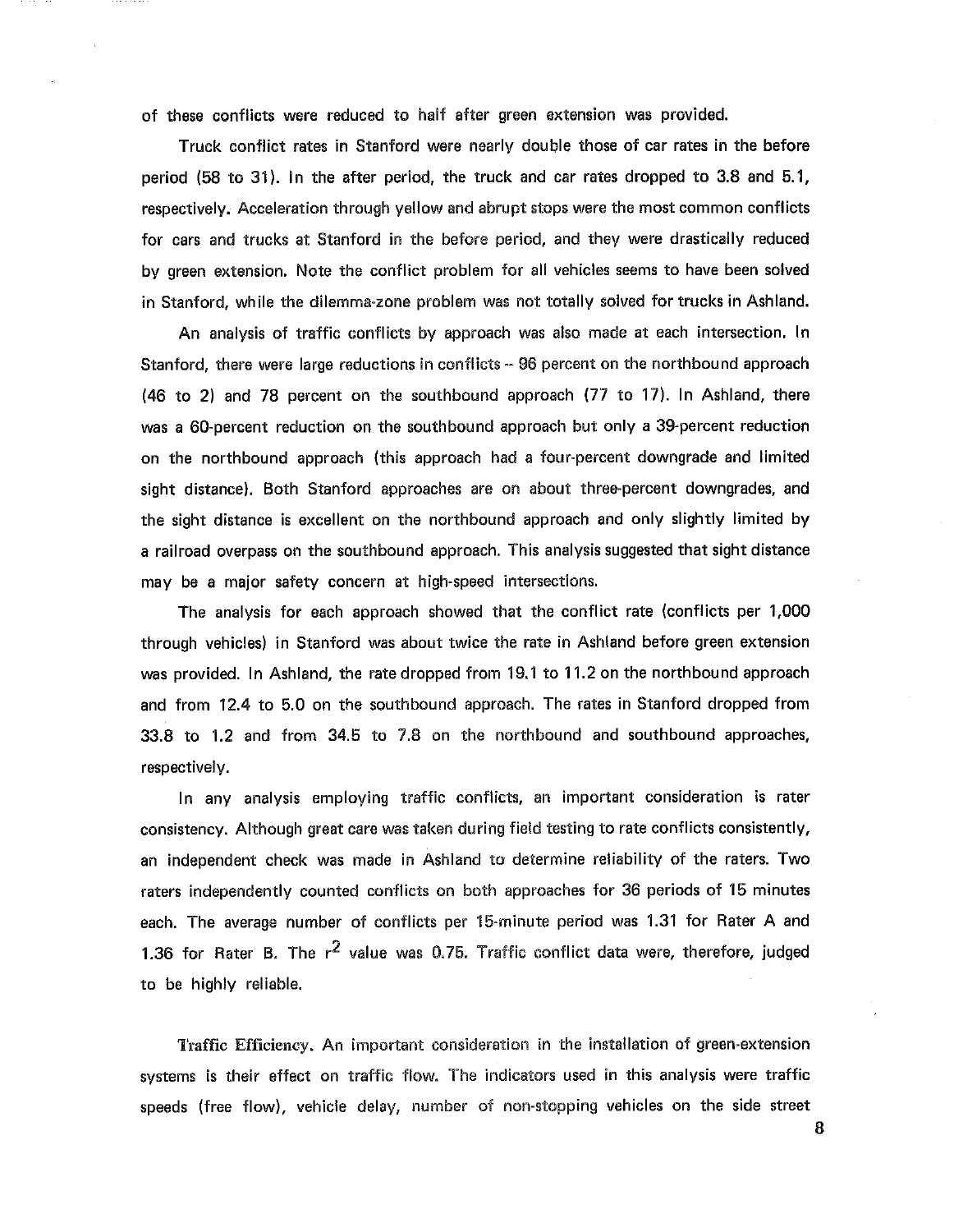of these conflicts were reduced to half after green extension was provided.

Truck conflict rates in Stanford were nearly double those of car rates in the before period (58 to 31). In the after period, the truck and car rates dropped to 3.8 and 5.1, respectively. Acceleration through yellow and abrupt stops were the most common conflicts for cars and trucks at Stanford in the before period, and they were drastically reduced by green extension. Note the conflict problem for all vehicles seems to have been solved in Stanford, while the dilemma-zone problem was not totally solved for trucks in Ashland.

An analysis of traffic conflicts by approach was also made at each intersection. In Stanford, there were large reductions in conflicts -- 96 percent on the northbound approach (46 to 2) and 78 percent on the southbound approach (77 to 17). In Ashland, there was a 60-percent reduction on the southbound approach but only a 39-percent reduction on the northbound approach (this approach had a four-percent downgrade and limited sight distance). Both Stanford approaches are on about three-percent downgrades, and the sight distance is excellent on the northbound approach and only slightly limited by a railroad overpass on the southbound approach. This analysis suggested that sight distance may be a major safety concern at high-speed intersections.

The analysis for each approach showed that the conflict rate (conflicts per 1,000 through vehicles) in Stanford was about twice the rate in Ashland before green extension was provided. In Ashland, the rate dropped from 19.1 to 11.2 on the northbound approach and from 12.4 to 5.0 on the southbound approach. The rates in Stanford dropped from 33.8 to 1.2 and from 34.5 to 7.8 on the northbound and southbound approaches, respectively.

In any analysis employing traffic conflicts, an important consideration is rater consistency. Although great care was taken during field testing to rate conflicts consistently, an independent check was made in Ashland to determine reliability of the raters. Two raters independently counted conflicts on both approaches for 36 periods of 15 minutes each. The average number of conflicts per 15-minute period was 1.31 for Rater A and 1.36 for Rater B. The $r^2$ value was 0.75. Traffic conflict data were, therefore, judged to be highly reliable.

**Traffic Efficiency.** An important consideration in the installation of green-extension systems is their effect on traffic flow. The indicators used in this analysis were traffic speeds (free flow), vehicle delay, number of non-stopping vehicles on the side street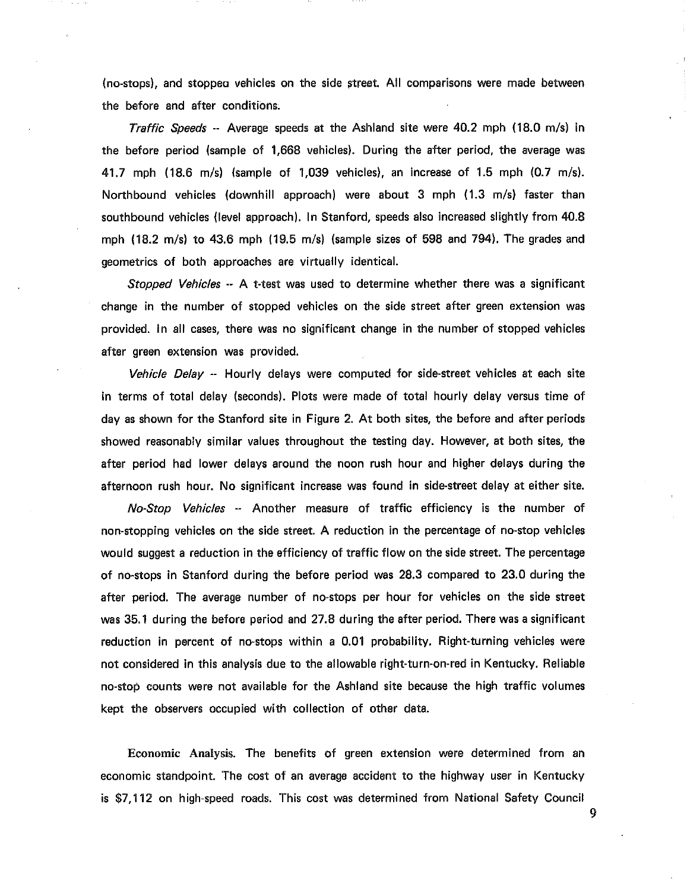(no-stops), and stoppeo vehicles on the side street. All comparisons were made between the before and after conditions.

*Traffic Speeds* -- Average speeds at the Ashland site were 40.2 mph (18.0 m/s) in the before period (sample of 1,668 vehicles). During the after period, the average was 41.7 mph (18.6 m/s) (sample of 1,039 vehicles), an increase of 1.5 mph (0.7 m/s). Northbound vehicles (downhill approach) were about 3 mph (1.3 m/s) faster than southbound vehicles (level approach). In Stanford, speeds also increased slightly from 40.8 mph (18.2 m/s) to 43.6 mph (19.5 m/s) (sample sizes of 598 and 794). The grades and geometrics of both approaches are virtually identical.

*Stopped Vehicles* -- A t-test was used to determine whether there was a significant change in the number of stopped vehicles on the side street after green extension was provided. In all cases, there was no significant change in the number of stopped vehicles after green extension was provided.

*Vehicle Delay* -- Hourly delays were computed for side-street vehicles at each site in terms of total delay (seconds). Plots were made of total hourly delay versus time of day as shown for the Stanford site in Figure 2. At both sites, the before and after periods showed reasonably similar values throughout the testing day. However, at both sites, the after period had lower delays around the noon rush hour and higher delays during the afternoon rush hour. No significant increase was found in side-street delay at either site.

*No-Stop Vehicles* -- Another measure of traffic efficiency is the number of non-stopping vehicles on the side street. A reduction in the percentage of no-stop vehicles would suggest a reduction in the efficiency of traffic flow on the side street. The percentage of no-stops in Stanford during the before period was 28.3 compared to 23.0 during the after period. The average number of no-stops per hour for vehicles on the side street was 35.1 during the before period and 27.8 during the after period. There was a significant reduction in percent of no-stops within a 0.01 probability. Right-turning vehicles were not considered in this analysis due to the allowable right-turn-on-red in Kentucky. Reliable no-stop counts were not available for the Ashland site because the high traffic volumes kept the observers occupied with collection of other data.

**Economic Analysis.** The benefits of green extension were determined from an economic standpoint. The cost of an average accident to the highway user in Kentucky is $7,112 on high-speed roads. This cost was determined from National Safety Council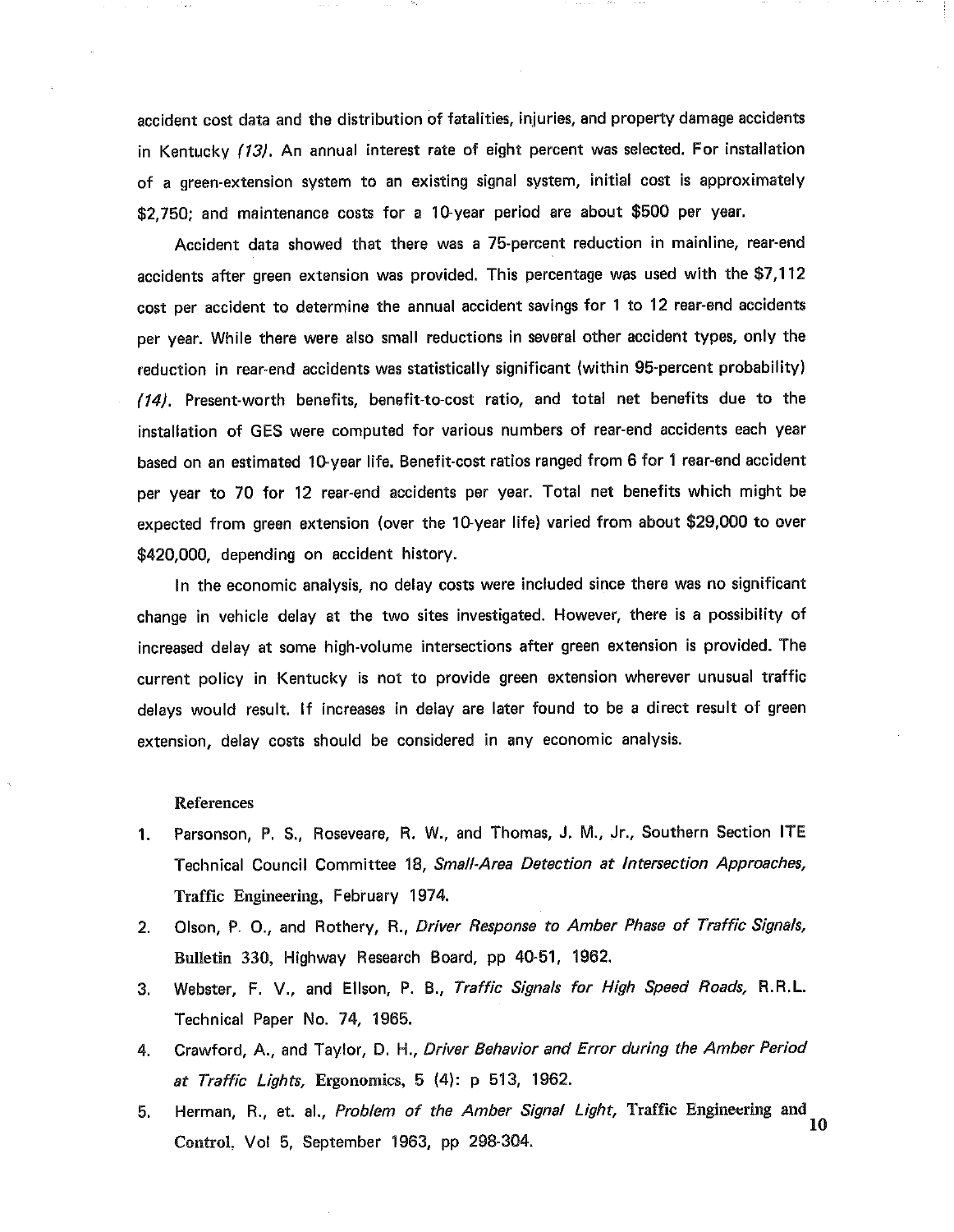accident cost data and the distribution of fatalities, injuries, and property damage accidents in Kentucky *(13)*. An annual interest rate of eight percent was selected. For installation of a green-extension system to an existing signal system, initial cost is approximately $2,750; and maintenance costs for a 10-year period are about $500 per year.

Accident data showed that there was a 75-percent reduction in mainline, rear-end accidents after green extension was provided. This percentage was used with the $7,112 cost per accident to determine the annual accident savings for 1 to 12 rear-end accidents per year. While there were also small reductions in several other accident types, only the reduction in rear-end accidents was statistically significant (within 95-percent probability) *(14)*. Present-worth benefits, benefit-to-cost ratio, and total net benefits due to the installation of GES were computed for various numbers of rear-end accidents each year based on an estimated 10-year life. Benefit-cost ratios ranged from 6 for 1 rear-end accident per year to 70 for 12 rear-end accidents per year. Total net benefits which might be expected from green extension (over the 10-year life) varied from about $29,000 to over $420,000, depending on accident history.

In the economic analysis, no delay costs were included since there was no significant change in vehicle delay at the two sites investigated. However, there is a possibility of increased delay at some high-volume intersections after green extension is provided. The current policy in Kentucky is not to provide green extension wherever unusual traffic delays would result. If increases in delay are later found to be a direct result of green extension, delay costs should be considered in any economic analysis.

## References

1. Parsonson, P. S., Roseveare, R. W., and Thomas, J. M., Jr., Southern Section ITE Technical Council Committee 18, *Small-Area Detection at Intersection Approaches,* Traffic Engineering, February 1974.
2. Olson, P. O., and Rothery, R., *Driver Response to Amber Phase of Traffic Signals,* Bulletin 330, Highway Research Board, pp 40-51, 1962.
3. Webster, F. V., and Ellson, P. B., *Traffic Signals for High Speed Roads,* R.R.L. Technical Paper No. 74, 1965.
4. Crawford, A., and Taylor, D. H., *Driver Behavior and Error during the Amber Period at Traffic Lights,* Ergonomics, 5 (4): p 513, 1962.
5. Herman, R., et. al., *Problem of the Amber Signal Light,* Traffic Engineering and Control, Vol 5, September 1963, pp 298-304.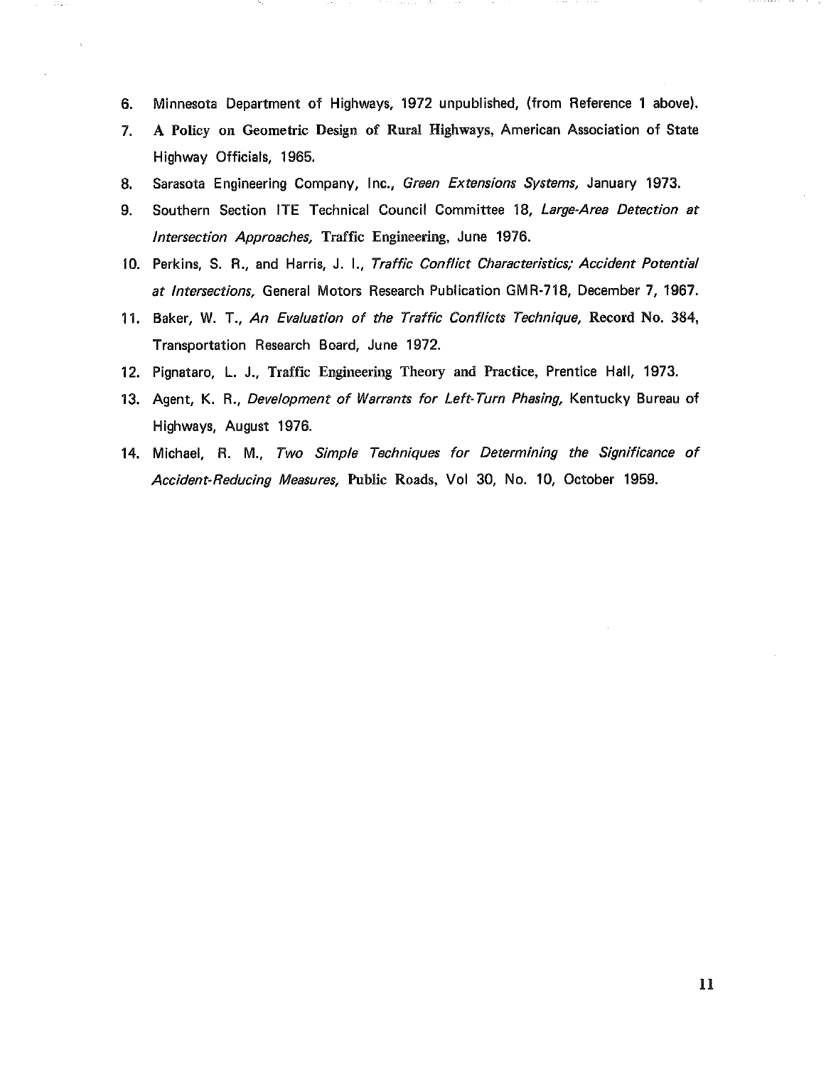6. Minnesota Department of Highways, 1972 unpublished, (from Reference 1 above).
7. A Policy on Geometric Design of Rural Highways, American Association of State Highway Officials, 1965.
8. Sarasota Engineering Company, Inc., *Green Extensions Systems,* January 1973.
9. Southern Section ITE Technical Council Committee 18, *Large-Area Detection at Intersection Approaches,* Traffic Engineering, June 1976.
10. Perkins, S. R., and Harris, J. I., *Traffic Conflict Characteristics; Accident Potential at Intersections,* General Motors Research Publication GMR-718, December 7, 1967.
11. Baker, W. T., *An Evaluation of the Traffic Conflicts Technique,* Record No. 384, Transportation Research Board, June 1972.
12. Pignataro, L. J., Traffic Engineering Theory and Practice, Prentice Hall, 1973.
13. Agent, K. R., *Development of Warrants for Left-Turn Phasing,* Kentucky Bureau of Highways, August 1976.
14. Michael, R. M., *Two Simple Techniques for Determining the Significance of Accident-Reducing Measures,* Public Roads, Vol 30, No. 10, October 1959.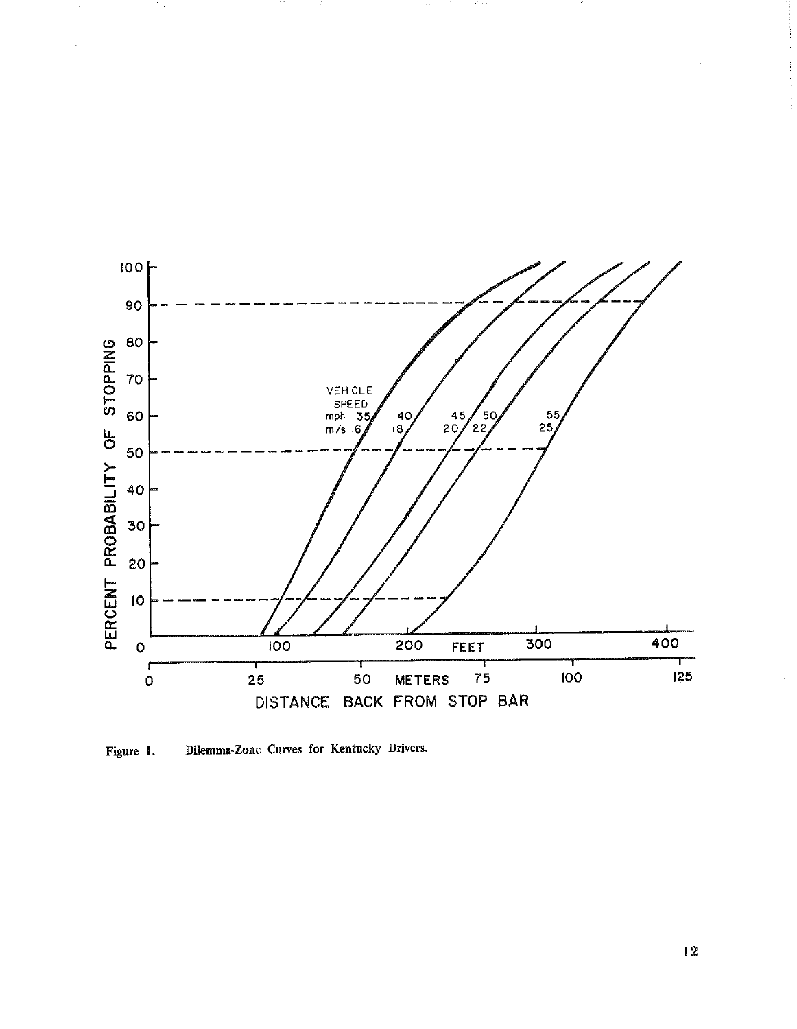Figure 1. Dilemma-Zone Curves for Kentucky Drivers.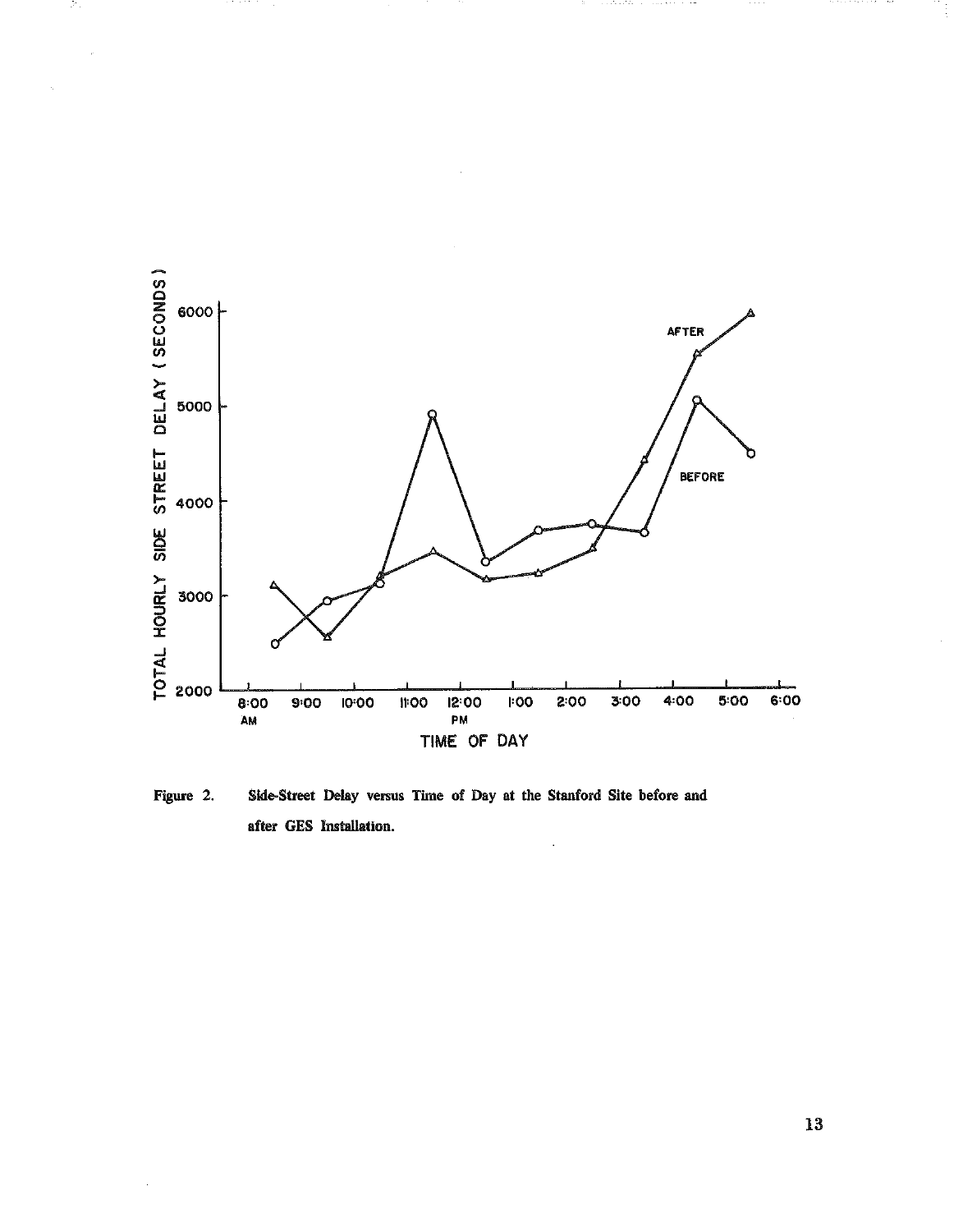Figure 2. Side-Street Delay versus Time of Day at the Stanford Site before and after GES Installation.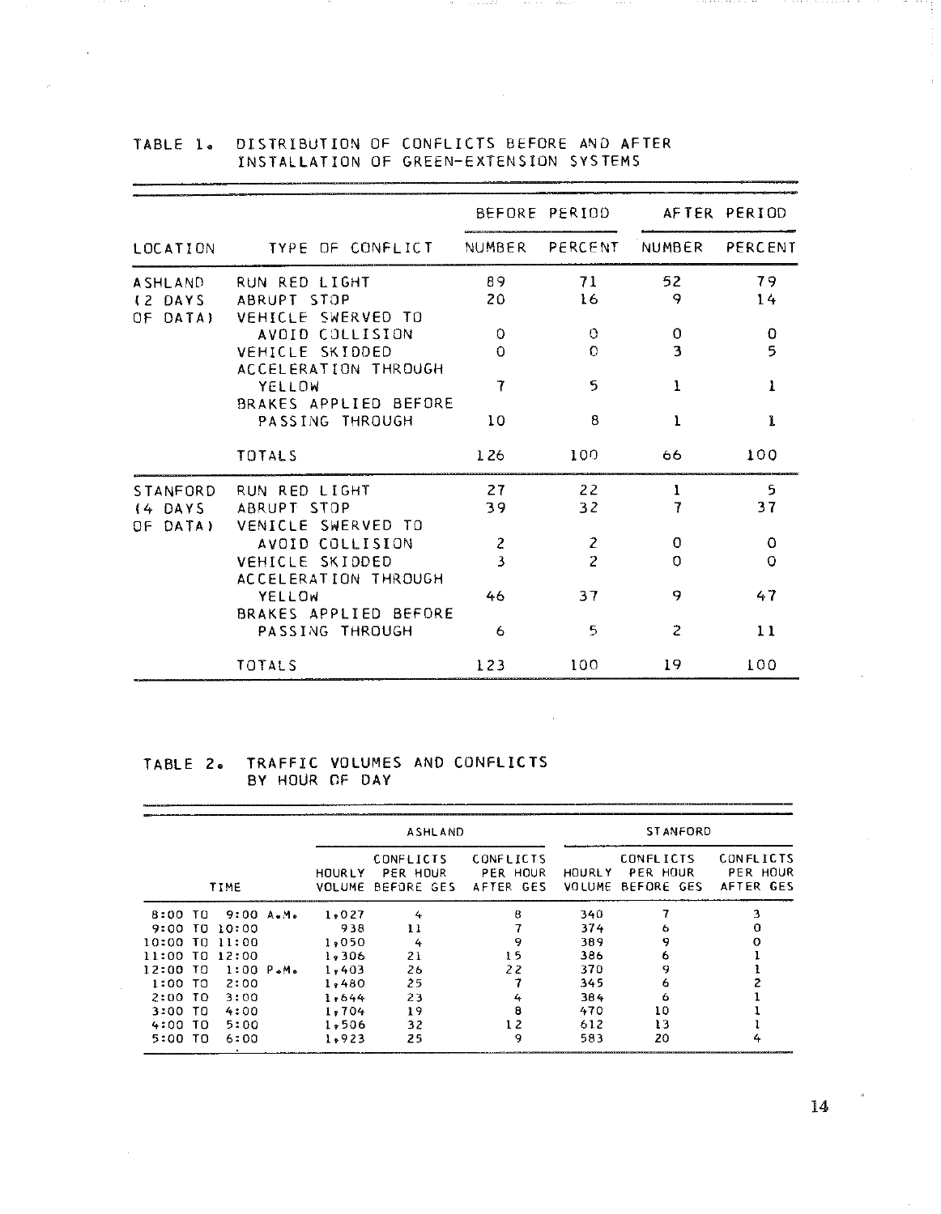TABLE 1. DISTRIBUTION OF CONFLICTS BEFORE AND AFTER INSTALLATION OF GREEN-EXTENSION SYSTEMS

| | | BEFORE PERIOD | | AFTER PERIOD | |
|---|---|---|---|---|---|
| LOCATION | TYPE OF CONFLICT | NUMBER | PERCENT | NUMBER | PERCENT |
| ASHLAND (2 DAYS OF DATA) | RUN RED LIGHT | 89 | 71 | 52 | 79 |
| | ABRUPT STOP | 20 | 16 | 9 | 14 |
| | VEHICLE SWERVED TO AVOID COLLISION | 0 | 0 | 0 | 0 |
| | VEHICLE SKIDDED | 0 | 0 | 3 | 5 |
| | ACCELERATION THROUGH YELLOW | 7 | 5 | 1 | 1 |
| | BRAKES APPLIED BEFORE PASSING THROUGH | 10 | 8 | 1 | 1 |
| | TOTALS | 126 | 100 | 66 | 100 |
| STANFORD (4 DAYS OF DATA) | RUN RED LIGHT | 27 | 22 | 1 | 5 |
| | ABRUPT STOP | 39 | 32 | 7 | 37 |
| | VEHICLE SWERVED TO AVOID COLLISION | 2 | 2 | 0 | 0 |
| | VEHICLE SKIDDED | 3 | 2 | 0 | 0 |
| | ACCELERATION THROUGH YELLOW | 46 | 37 | 9 | 47 |
| | BRAKES APPLIED BEFORE PASSING THROUGH | 6 | 5 | 2 | 11 |
| | TOTALS | 123 | 100 | 19 | 100 |

TABLE 2. TRAFFIC VOLUMES AND CONFLICTS BY HOUR OF DAY

| | ASHLAND | | | STANFORD | | |
|---|---|---|---|---|---|---|
| TIME | HOURLY VOLUME | CONFLICTS PER HOUR BEFORE GES | CONFLICTS PER HOUR AFTER GES | HOURLY VOLUME | CONFLICTS PER HOUR BEFORE GES | CONFLICTS PER HOUR AFTER GES |
| 8:00 TO 9:00 A.M. | 1,027 | 4 | 8 | 340 | 7 | 3 |
| 9:00 TO 10:00 | 938 | 11 | 7 | 374 | 6 | 0 |
| 10:00 TO 11:00 | 1,050 | 4 | 9 | 389 | 9 | 0 |
| 11:00 TO 12:00 | 1,306 | 21 | 15 | 386 | 6 | 1 |
| 12:00 TO 1:00 P.M. | 1,403 | 26 | 22 | 370 | 9 | 1 |
| 1:00 TO 2:00 | 1,480 | 25 | 7 | 345 | 6 | 2 |
| 2:00 TO 3:00 | 1,644 | 23 | 4 | 384 | 6 | 1 |
| 3:00 TO 4:00 | 1,704 | 19 | 8 | 470 | 10 | 1 |
| 4:00 TO 5:00 | 1,506 | 32 | 12 | 612 | 13 | 1 |
| 5:00 TO 6:00 | 1,923 | 25 | 9 | 583 | 20 | 4 |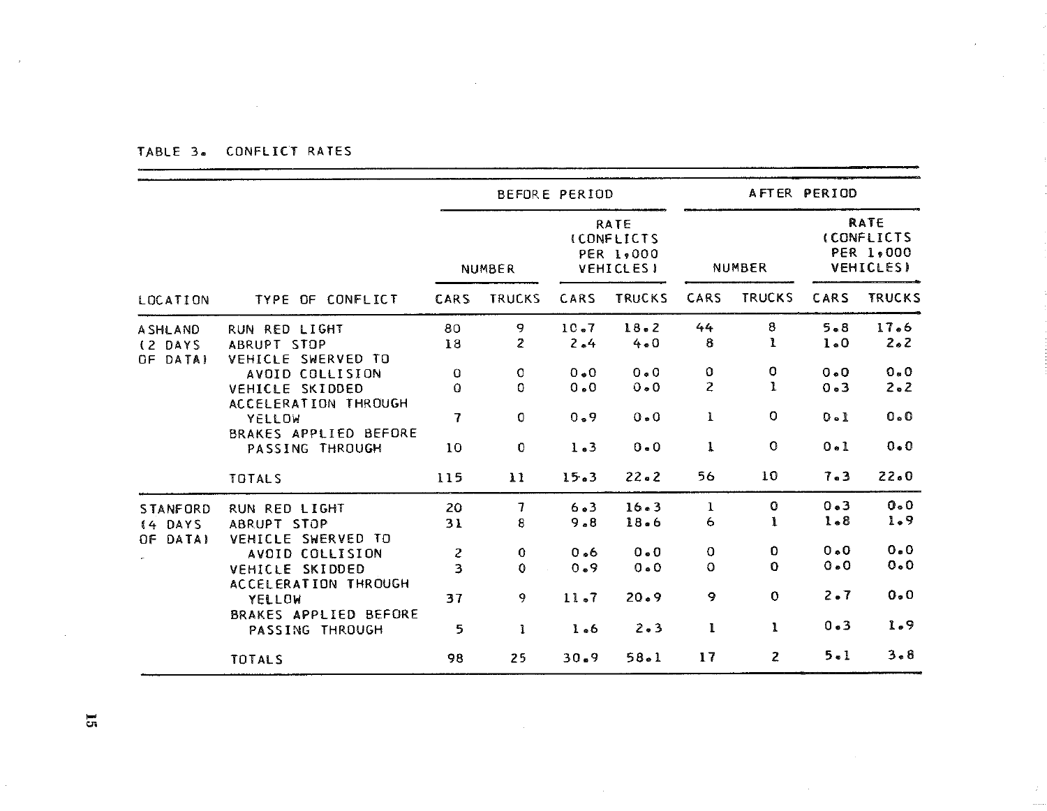TABLE 3. CONFLICT RATES

| LOCATION | TYPE OF CONFLICT | BEFORE PERIOD NUMBER | | BEFORE PERIOD RATE (CONFLICTS PER 1,000 VEHICLES) | | AFTER PERIOD NUMBER | | AFTER PERIOD RATE (CONFLICTS PER 1,000 VEHICLES) | |
|---|---|---|---|---|---|---|---|---|---|
| | | CARS | TRUCKS | CARS | TRUCKS | CARS | TRUCKS | CARS | TRUCKS |
| ASHLAND (2 DAYS OF DATA) | RUN RED LIGHT | 80 | 9 | 10.7 | 18.2 | 44 | 8 | 5.8 | 17.6 |
| | ABRUPT STOP | 18 | 2 | 2.4 | 4.0 | 8 | 1 | 1.0 | 2.2 |
| | VEHICLE SWERVED TO AVOID COLLISION | 0 | 0 | 0.0 | 0.0 | 0 | 0 | 0.0 | 0.0 |
| | VEHICLE SKIDDED | 0 | 0 | 0.0 | 0.0 | 2 | 1 | 0.3 | 2.2 |
| | ACCELERATION THROUGH YELLOW | 7 | 0 | 0.9 | 0.0 | 1 | 0 | 0.1 | 0.0 |
| | BRAKES APPLIED BEFORE PASSING THROUGH | 10 | 0 | 1.3 | 0.0 | 1 | 0 | 0.1 | 0.0 |
| | TOTALS | 115 | 11 | 15.3 | 22.2 | 56 | 10 | 7.3 | 22.0 |
| STANFORD (4 DAYS OF DATA) | RUN RED LIGHT | 20 | 7 | 6.3 | 16.3 | 1 | 0 | 0.3 | 0.0 |
| | ABRUPT STOP | 31 | 8 | 9.8 | 18.6 | 6 | 1 | 1.8 | 1.9 |
| | VEHICLE SWERVED TO AVOID COLLISION | 2 | 0 | 0.6 | 0.0 | 0 | 0 | 0.0 | 0.0 |
| | VEHICLE SKIDDED | 3 | 0 | 0.9 | 0.0 | 0 | 0 | 0.0 | 0.0 |
| | ACCELERATION THROUGH YELLOW | 37 | 9 | 11.7 | 20.9 | 9 | 0 | 2.7 | 0.0 |
| | BRAKES APPLIED BEFORE PASSING THROUGH | 5 | 1 | 1.6 | 2.3 | 1 | 1 | 0.3 | 1.9 |
| | TOTALS | 98 | 25 | 30.9 | 58.1 | 17 | 2 | 5.1 | 3.8 |